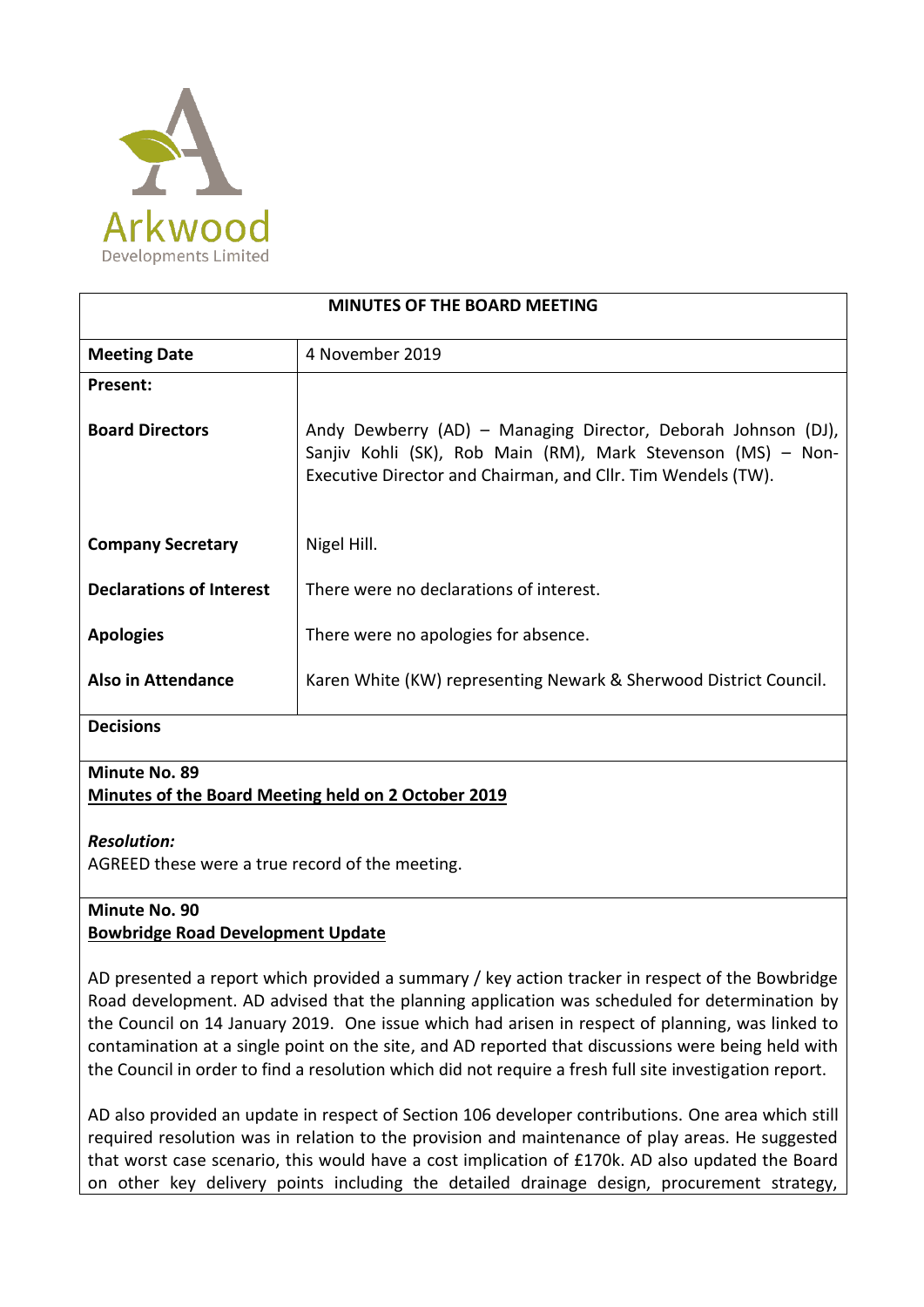Arkwood
Developments Limited

| MINUTES OF THE BOARD MEETING | |
|---|---|
| **Meeting Date** | 4 November 2019 |
| **Present:** | |
| **Board Directors** | Andy Dewberry (AD) – Managing Director, Deborah Johnson (DJ), Sanjiv Kohli (SK), Rob Main (RM), Mark Stevenson (MS) – Non-Executive Director and Chairman, and Cllr. Tim Wendels (TW). |
| **Company Secretary** | Nigel Hill. |
| **Declarations of Interest** | There were no declarations of interest. |
| **Apologies** | There were no apologies for absence. |
| **Also in Attendance** | Karen White (KW) representing Newark & Sherwood District Council. |

**Decisions**

**Minute No. 89**
**Minutes of the Board Meeting held on 2 October 2019**

***Resolution:***
AGREED these were a true record of the meeting.

**Minute No. 90**
**Bowbridge Road Development Update**

AD presented a report which provided a summary / key action tracker in respect of the Bowbridge Road development. AD advised that the planning application was scheduled for determination by the Council on 14 January 2019. One issue which had arisen in respect of planning, was linked to contamination at a single point on the site, and AD reported that discussions were being held with the Council in order to find a resolution which did not require a fresh full site investigation report.

AD also provided an update in respect of Section 106 developer contributions. One area which still required resolution was in relation to the provision and maintenance of play areas. He suggested that worst case scenario, this would have a cost implication of £170k. AD also updated the Board on other key delivery points including the detailed drainage design, procurement strategy,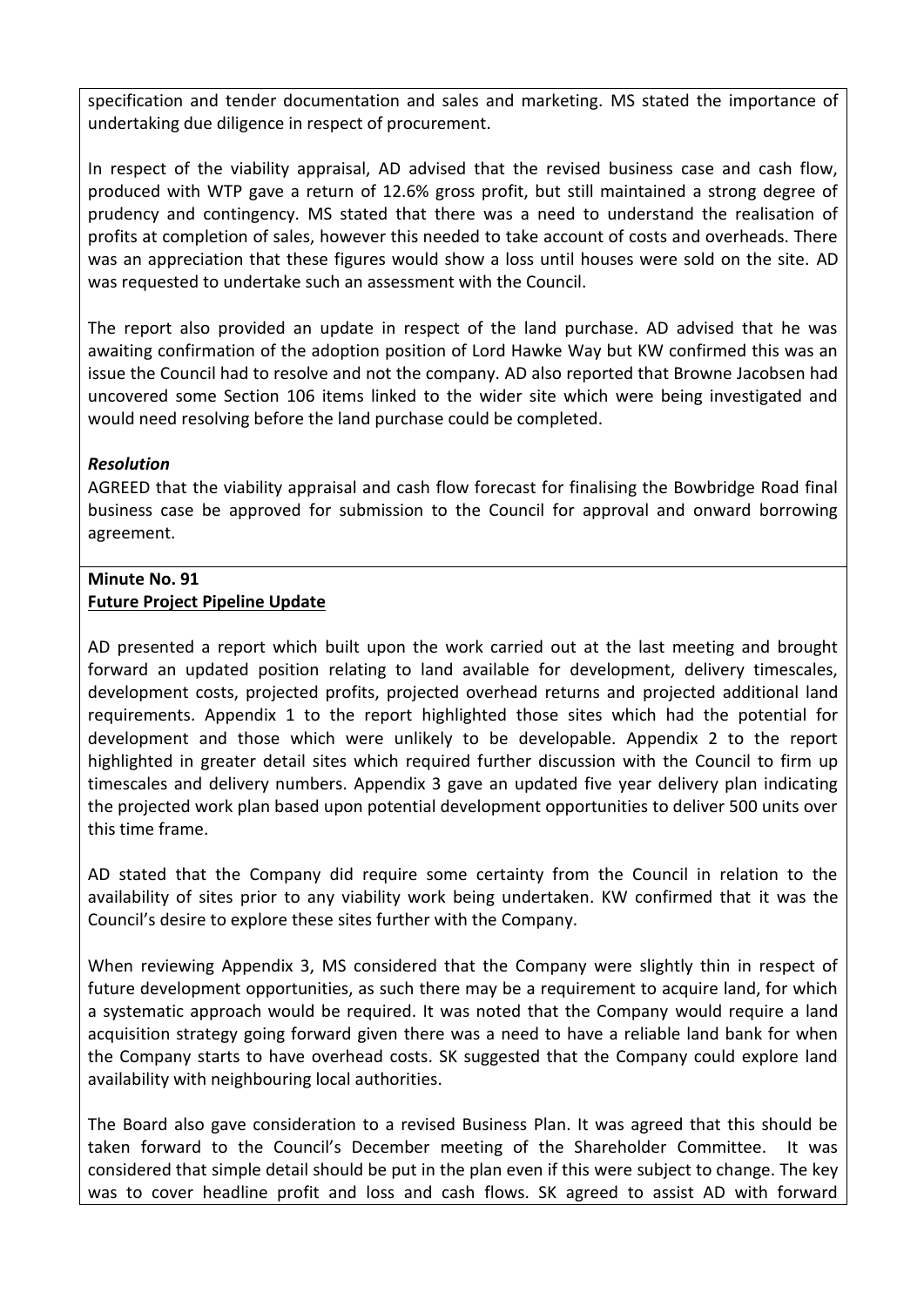specification and tender documentation and sales and marketing. MS stated the importance of undertaking due diligence in respect of procurement.

In respect of the viability appraisal, AD advised that the revised business case and cash flow, produced with WTP gave a return of 12.6% gross profit, but still maintained a strong degree of prudency and contingency. MS stated that there was a need to understand the realisation of profits at completion of sales, however this needed to take account of costs and overheads. There was an appreciation that these figures would show a loss until houses were sold on the site. AD was requested to undertake such an assessment with the Council.

The report also provided an update in respect of the land purchase. AD advised that he was awaiting confirmation of the adoption position of Lord Hawke Way but KW confirmed this was an issue the Council had to resolve and not the company. AD also reported that Browne Jacobsen had uncovered some Section 106 items linked to the wider site which were being investigated and would need resolving before the land purchase could be completed.

***Resolution***

AGREED that the viability appraisal and cash flow forecast for finalising the Bowbridge Road final business case be approved for submission to the Council for approval and onward borrowing agreement.

**Minute No. 91**

**<u>Future Project Pipeline Update</u>**

AD presented a report which built upon the work carried out at the last meeting and brought forward an updated position relating to land available for development, delivery timescales, development costs, projected profits, projected overhead returns and projected additional land requirements. Appendix 1 to the report highlighted those sites which had the potential for development and those which were unlikely to be developable. Appendix 2 to the report highlighted in greater detail sites which required further discussion with the Council to firm up timescales and delivery numbers. Appendix 3 gave an updated five year delivery plan indicating the projected work plan based upon potential development opportunities to deliver 500 units over this time frame.

AD stated that the Company did require some certainty from the Council in relation to the availability of sites prior to any viability work being undertaken. KW confirmed that it was the Council's desire to explore these sites further with the Company.

When reviewing Appendix 3, MS considered that the Company were slightly thin in respect of future development opportunities, as such there may be a requirement to acquire land, for which a systematic approach would be required. It was noted that the Company would require a land acquisition strategy going forward given there was a need to have a reliable land bank for when the Company starts to have overhead costs. SK suggested that the Company could explore land availability with neighbouring local authorities.

The Board also gave consideration to a revised Business Plan. It was agreed that this should be taken forward to the Council's December meeting of the Shareholder Committee. It was considered that simple detail should be put in the plan even if this were subject to change. The key was to cover headline profit and loss and cash flows. SK agreed to assist AD with forward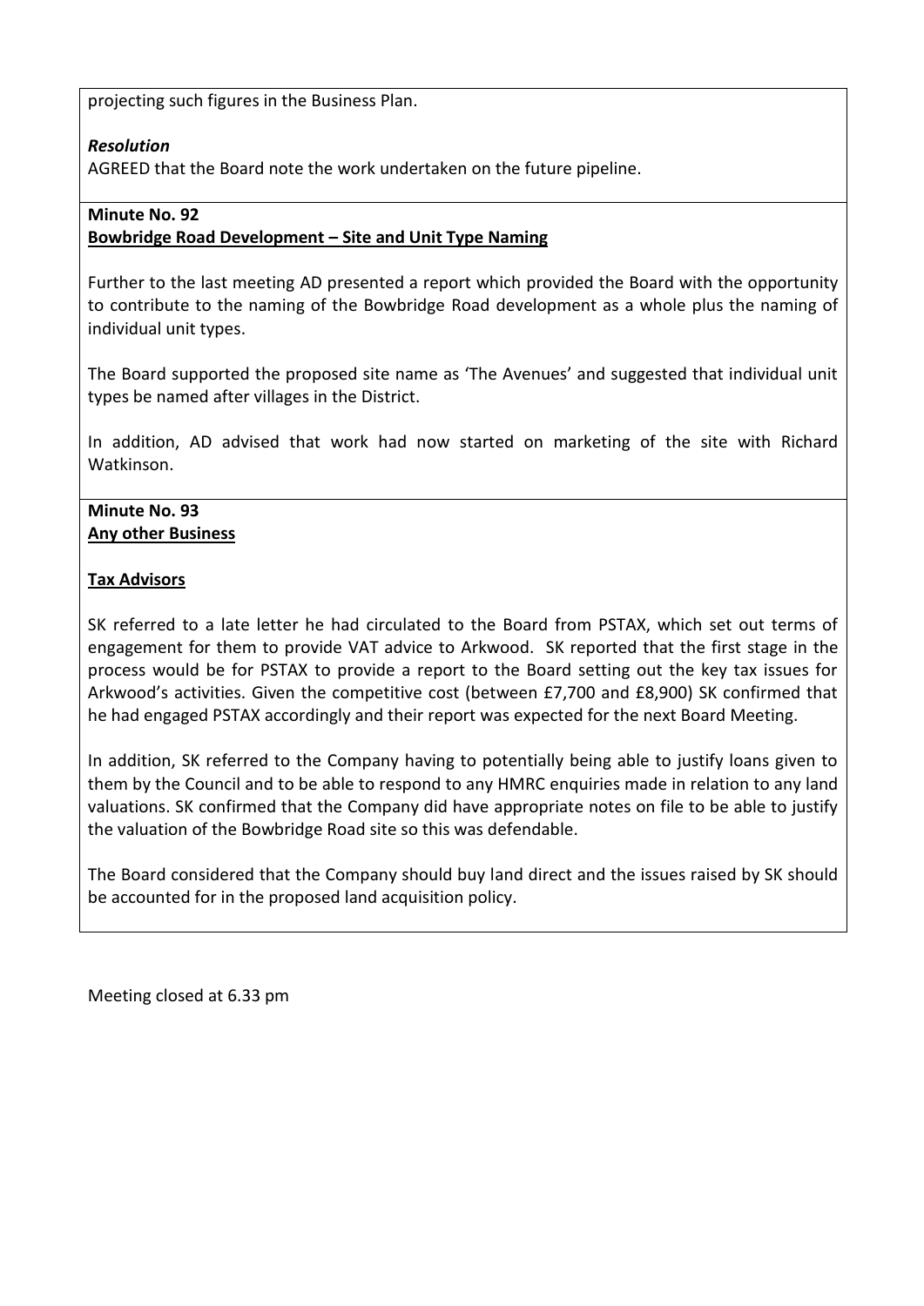projecting such figures in the Business Plan.

***Resolution***

AGREED that the Board note the work undertaken on the future pipeline.

**Minute No. 92**

**<u>Bowbridge Road Development – Site and Unit Type Naming</u>**

Further to the last meeting AD presented a report which provided the Board with the opportunity to contribute to the naming of the Bowbridge Road development as a whole plus the naming of individual unit types.

The Board supported the proposed site name as 'The Avenues' and suggested that individual unit types be named after villages in the District.

In addition, AD advised that work had now started on marketing of the site with Richard Watkinson.

**Minute No. 93**

**<u>Any other Business</u>**

**<u>Tax Advisors</u>**

SK referred to a late letter he had circulated to the Board from PSTAX, which set out terms of engagement for them to provide VAT advice to Arkwood. SK reported that the first stage in the process would be for PSTAX to provide a report to the Board setting out the key tax issues for Arkwood's activities. Given the competitive cost (between £7,700 and £8,900) SK confirmed that he had engaged PSTAX accordingly and their report was expected for the next Board Meeting.

In addition, SK referred to the Company having to potentially being able to justify loans given to them by the Council and to be able to respond to any HMRC enquiries made in relation to any land valuations. SK confirmed that the Company did have appropriate notes on file to be able to justify the valuation of the Bowbridge Road site so this was defendable.

The Board considered that the Company should buy land direct and the issues raised by SK should be accounted for in the proposed land acquisition policy.

Meeting closed at 6.33 pm